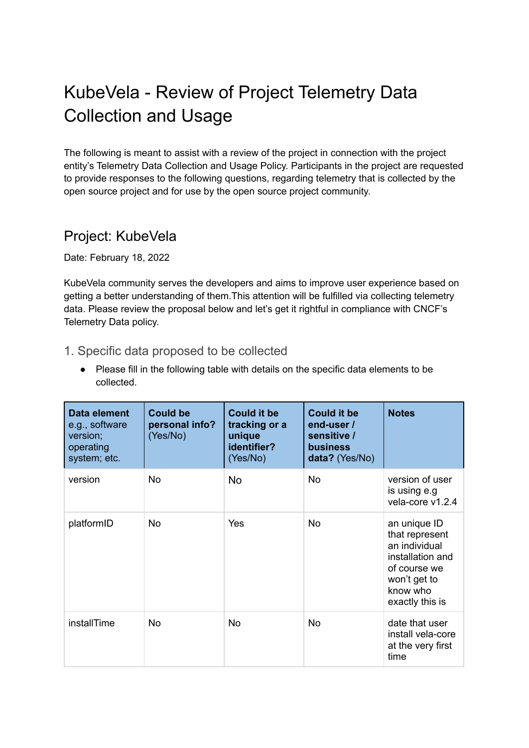# KubeVela - Review of Project Telemetry Data Collection and Usage

The following is meant to assist with a review of the project in connection with the project entity's Telemetry Data Collection and Usage Policy. Participants in the project are requested to provide responses to the following questions, regarding telemetry that is collected by the open source project and for use by the open source project community.

## Project: KubeVela

Date: February 18, 2022

KubeVela community serves the developers and aims to improve user experience based on getting a better understanding of them.This attention will be fulfilled via collecting telemetry data. Please review the proposal below and let's get it rightful in compliance with CNCF's Telemetry Data policy.

### 1. Specific data proposed to be collected

- Please fill in the following table with details on the specific data elements to be collected.

| **Data element** e.g., software version; operating system; etc. | **Could be personal info?** (Yes/No) | **Could it be tracking or a unique identifier?** (Yes/No) | **Could it be end-user / sensitive / business data?** (Yes/No) | **Notes** |
|---|---|---|---|---|
| version | No | No | No | version of user is using e.g vela-core v1.2.4 |
| platformID | No | Yes | No | an unique ID that represent an individual installation and of course we won't get to know who exactly this is |
| installTime | No | No | No | date that user install vela-core at the very first time |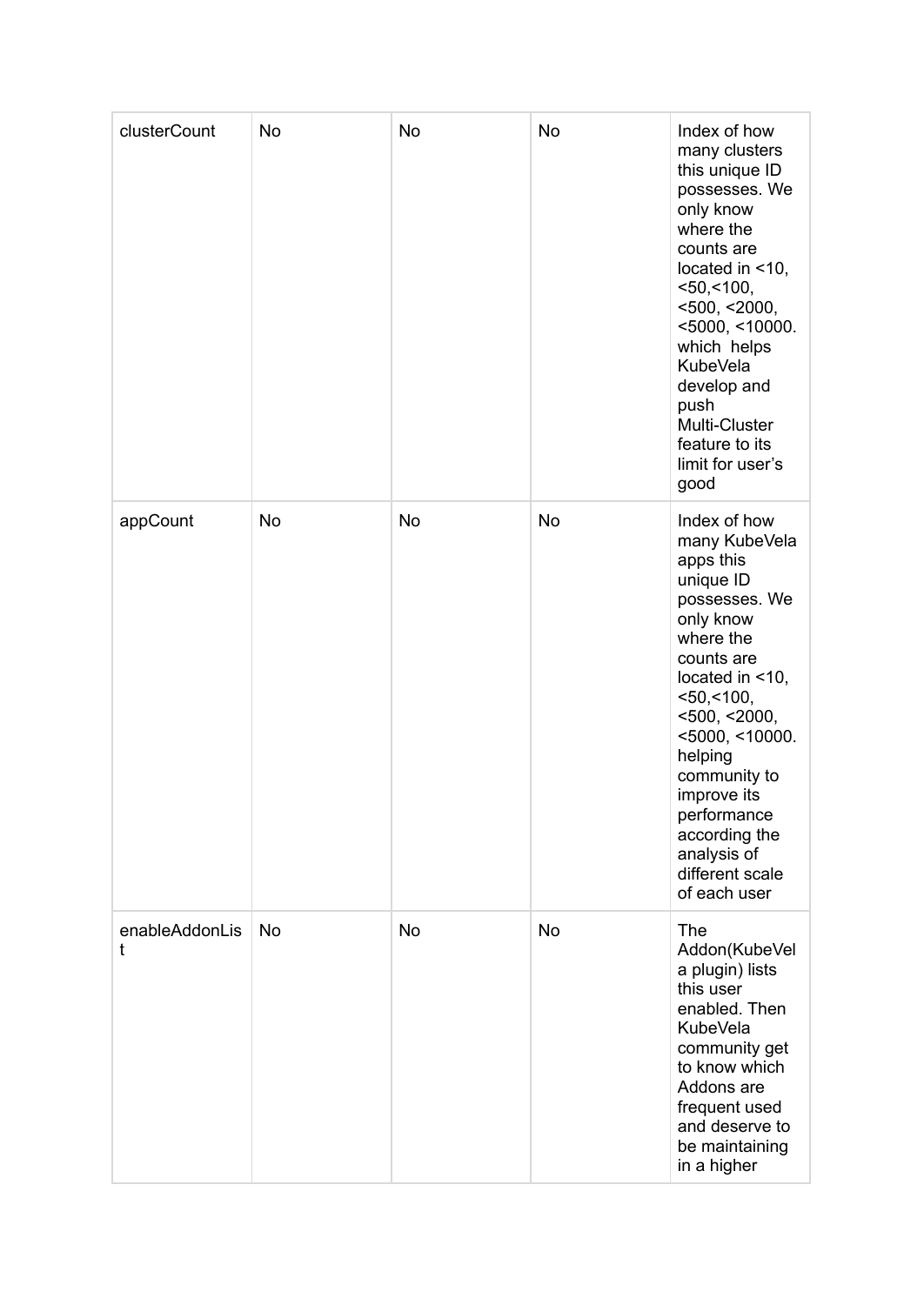| | | | | |
|---|---|---|---|---|
| clusterCount | No | No | No | Index of how many clusters this unique ID possesses. We only know where the counts are located in <10, <50,<100, <500, <2000, <5000, <10000. which helps KubeVela develop and push Multi-Cluster feature to its limit for user's good |
| appCount | No | No | No | Index of how many KubeVela apps this unique ID possesses. We only know where the counts are located in <10, <50,<100, <500, <2000, <5000, <10000. helping community to improve its performance according the analysis of different scale of each user |
| enableAddonList | No | No | No | The Addon(KubeVela plugin) lists this user enabled. Then KubeVela community get to know which Addons are frequent used and deserve to be maintaining in a higher |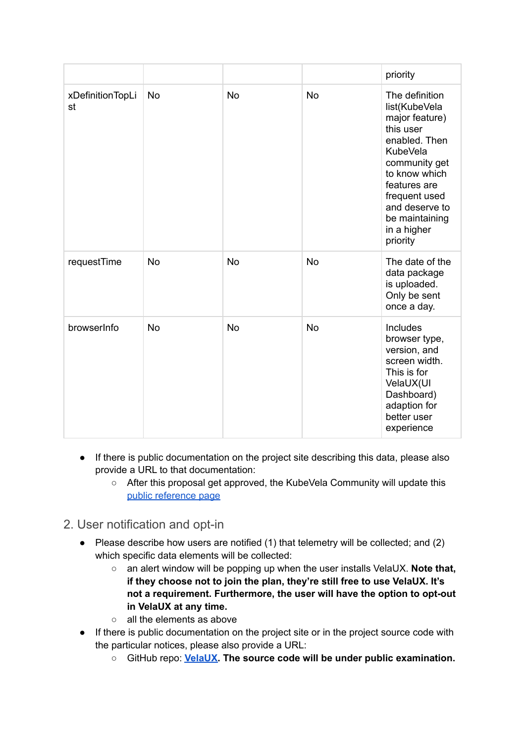| | | | | |
|---|---|---|---|---|
| | | | | priority |
| xDefinitionTopList | No | No | No | The definition list(KubeVela major feature) this user enabled. Then KubeVela community get to know which features are frequent used and deserve to be maintaining in a higher priority |
| requestTime | No | No | No | The date of the data package is uploaded. Only be sent once a day. |
| browserInfo | No | No | No | Includes browser type, version, and screen width. This is for VelaUX(UI Dashboard) adaption for better user experience |

- If there is public documentation on the project site describing this data, please also provide a URL to that documentation:
  - After this proposal get approved, the KubeVela Community will update this public reference page

## 2. User notification and opt-in

- Please describe how users are notified (1) that telemetry will be collected; and (2) which specific data elements will be collected:
  - an alert window will be popping up when the user installs VelaUX. **Note that, if they choose not to join the plan, they're still free to use VelaUX. It's not a requirement. Furthermore, the user will have the option to opt-out in VelaUX at any time.**
  - all the elements as above
- If there is public documentation on the project site or in the project source code with the particular notices, please also provide a URL:
  - GitHub repo: **VelaUX**. **The source code will be under public examination.**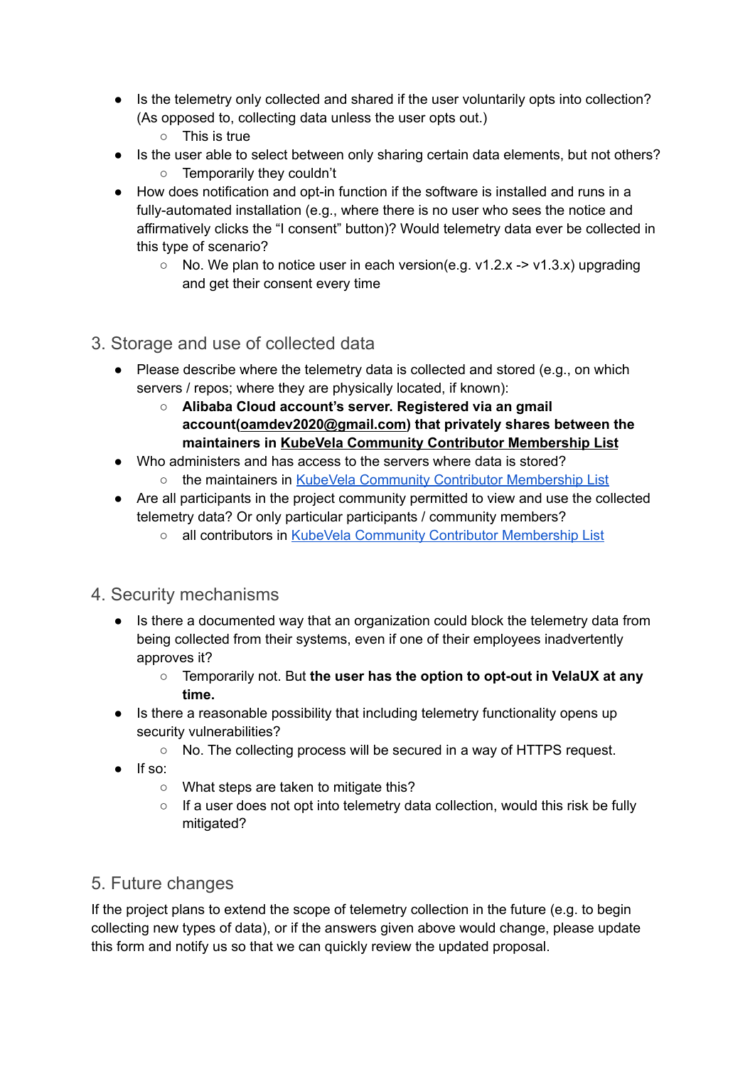- Is the telemetry only collected and shared if the user voluntarily opts into collection? (As opposed to, collecting data unless the user opts out.)
    - This is true
- Is the user able to select between only sharing certain data elements, but not others?
    - Temporarily they couldn't
- How does notification and opt-in function if the software is installed and runs in a fully-automated installation (e.g., where there is no user who sees the notice and affirmatively clicks the "I consent" button)? Would telemetry data ever be collected in this type of scenario?
    - No. We plan to notice user in each version(e.g. v1.2.x -> v1.3.x) upgrading and get their consent every time

## 3. Storage and use of collected data

- Please describe where the telemetry data is collected and stored (e.g., on which servers / repos; where they are physically located, if known):
    - **Alibaba Cloud account's server. Registered via an gmail account(oamdev2020@gmail.com) that privately shares between the maintainers in KubeVela Community Contributor Membership List**
- Who administers and has access to the servers where data is stored?
    - the maintainers in KubeVela Community Contributor Membership List
- Are all participants in the project community permitted to view and use the collected telemetry data? Or only particular participants / community members?
    - all contributors in KubeVela Community Contributor Membership List

## 4. Security mechanisms

- Is there a documented way that an organization could block the telemetry data from being collected from their systems, even if one of their employees inadvertently approves it?
    - Temporarily not. But **the user has the option to opt-out in VelaUX at any time.**
- Is there a reasonable possibility that including telemetry functionality opens up security vulnerabilities?
    - No. The collecting process will be secured in a way of HTTPS request.
- If so:
    - What steps are taken to mitigate this?
    - If a user does not opt into telemetry data collection, would this risk be fully mitigated?

## 5. Future changes

If the project plans to extend the scope of telemetry collection in the future (e.g. to begin collecting new types of data), or if the answers given above would change, please update this form and notify us so that we can quickly review the updated proposal.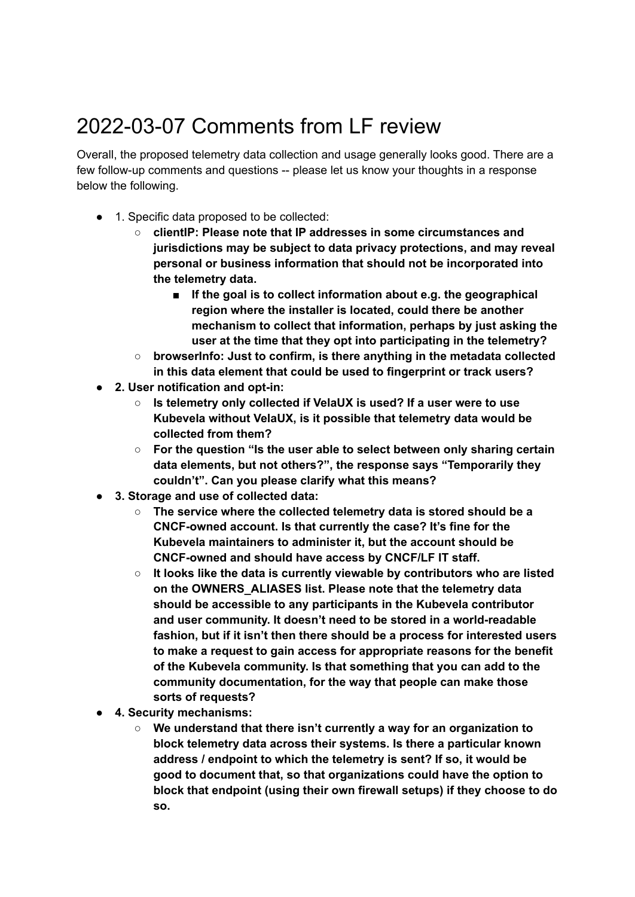# 2022-03-07 Comments from LF review

Overall, the proposed telemetry data collection and usage generally looks good. There are a few follow-up comments and questions -- please let us know your thoughts in a response below the following.

- 1. Specific data proposed to be collected:
  - **clientIP: Please note that IP addresses in some circumstances and jurisdictions may be subject to data privacy protections, and may reveal personal or business information that should not be incorporated into the telemetry data.**
    - **If the goal is to collect information about e.g. the geographical region where the installer is located, could there be another mechanism to collect that information, perhaps by just asking the user at the time that they opt into participating in the telemetry?**
  - **browserInfo: Just to confirm, is there anything in the metadata collected in this data element that could be used to fingerprint or track users?**
- **2. User notification and opt-in:**
  - **Is telemetry only collected if VelaUX is used? If a user were to use Kubevela without VelaUX, is it possible that telemetry data would be collected from them?**
  - **For the question "Is the user able to select between only sharing certain data elements, but not others?", the response says "Temporarily they couldn't". Can you please clarify what this means?**
- **3. Storage and use of collected data:**
  - **The service where the collected telemetry data is stored should be a CNCF-owned account. Is that currently the case? It's fine for the Kubevela maintainers to administer it, but the account should be CNCF-owned and should have access by CNCF/LF IT staff.**
  - **It looks like the data is currently viewable by contributors who are listed on the OWNERS_ALIASES list. Please note that the telemetry data should be accessible to any participants in the Kubevela contributor and user community. It doesn't need to be stored in a world-readable fashion, but if it isn't then there should be a process for interested users to make a request to gain access for appropriate reasons for the benefit of the Kubevela community. Is that something that you can add to the community documentation, for the way that people can make those sorts of requests?**
- **4. Security mechanisms:**
  - **We understand that there isn't currently a way for an organization to block telemetry data across their systems. Is there a particular known address / endpoint to which the telemetry is sent? If so, it would be good to document that, so that organizations could have the option to block that endpoint (using their own firewall setups) if they choose to do so.**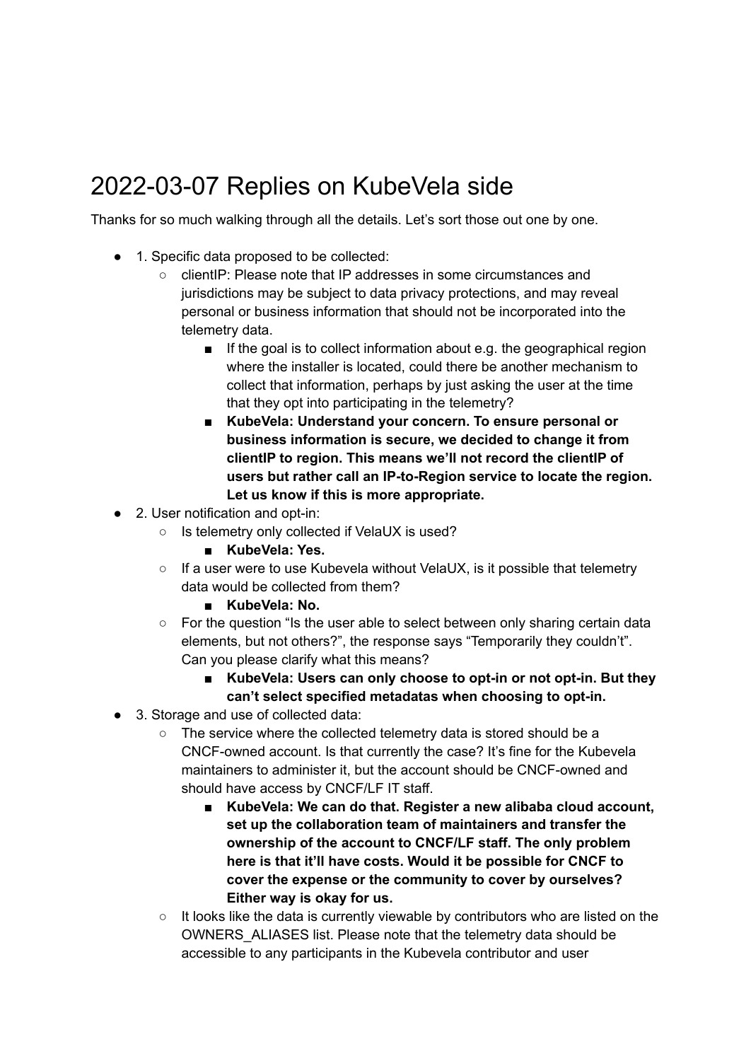# 2022-03-07 Replies on KubeVela side

Thanks for so much walking through all the details. Let's sort those out one by one.

- 1. Specific data proposed to be collected:
  - clientIP: Please note that IP addresses in some circumstances and jurisdictions may be subject to data privacy protections, and may reveal personal or business information that should not be incorporated into the telemetry data.
    - If the goal is to collect information about e.g. the geographical region where the installer is located, could there be another mechanism to collect that information, perhaps by just asking the user at the time that they opt into participating in the telemetry?
    - **KubeVela: Understand your concern. To ensure personal or business information is secure, we decided to change it from clientIP to region. This means we'll not record the clientIP of users but rather call an IP-to-Region service to locate the region. Let us know if this is more appropriate.**
- 2. User notification and opt-in:
  - Is telemetry only collected if VelaUX is used?
    - **KubeVela: Yes.**
  - If a user were to use Kubevela without VelaUX, is it possible that telemetry data would be collected from them?
    - **KubeVela: No.**
  - For the question "Is the user able to select between only sharing certain data elements, but not others?", the response says "Temporarily they couldn't". Can you please clarify what this means?
    - **KubeVela: Users can only choose to opt-in or not opt-in. But they can't select specified metadatas when choosing to opt-in.**
- 3. Storage and use of collected data:
  - The service where the collected telemetry data is stored should be a CNCF-owned account. Is that currently the case? It's fine for the Kubevela maintainers to administer it, but the account should be CNCF-owned and should have access by CNCF/LF IT staff.
    - **KubeVela: We can do that. Register a new alibaba cloud account, set up the collaboration team of maintainers and transfer the ownership of the account to CNCF/LF staff. The only problem here is that it'll have costs. Would it be possible for CNCF to cover the expense or the community to cover by ourselves? Either way is okay for us.**
  - It looks like the data is currently viewable by contributors who are listed on the OWNERS_ALIASES list. Please note that the telemetry data should be accessible to any participants in the Kubevela contributor and user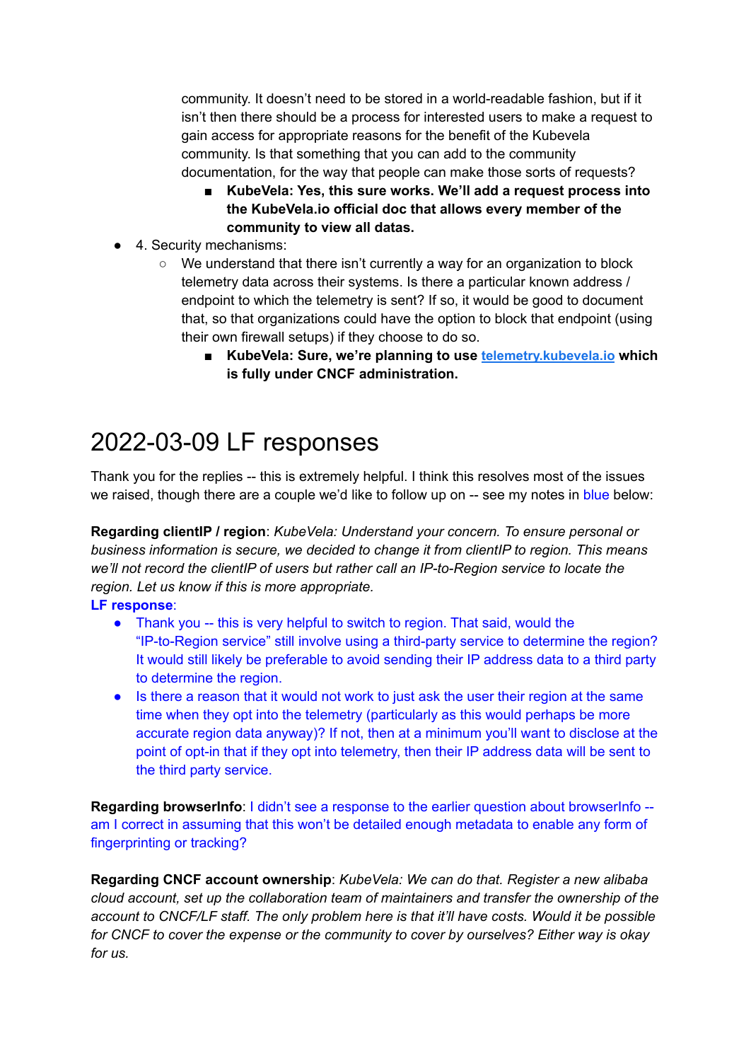community. It doesn't need to be stored in a world-readable fashion, but if it isn't then there should be a process for interested users to make a request to gain access for appropriate reasons for the benefit of the Kubevela community. Is that something that you can add to the community documentation, for the way that people can make those sorts of requests?

  - **KubeVela: Yes, this sure works. We'll add a request process into the KubeVela.io official doc that allows every member of the community to view all datas.**

- 4. Security mechanisms:
  - We understand that there isn't currently a way for an organization to block telemetry data across their systems. Is there a particular known address / endpoint to which the telemetry is sent? If so, it would be good to document that, so that organizations could have the option to block that endpoint (using their own firewall setups) if they choose to do so.
    - **KubeVela: Sure, we're planning to use [telemetry.kubevela.io](telemetry.kubevela.io) which is fully under CNCF administration.**

# 2022-03-09 LF responses

Thank you for the replies -- this is extremely helpful. I think this resolves most of the issues we raised, though there are a couple we'd like to follow up on -- see my notes in blue below:

**Regarding clientIP / region**: *KubeVela: Understand your concern. To ensure personal or business information is secure, we decided to change it from clientIP to region. This means we'll not record the clientIP of users but rather call an IP-to-Region service to locate the region. Let us know if this is more appropriate.*

**LF response**:

- Thank you -- this is very helpful to switch to region. That said, would the "IP-to-Region service" still involve using a third-party service to determine the region? It would still likely be preferable to avoid sending their IP address data to a third party to determine the region.
- Is there a reason that it would not work to just ask the user their region at the same time when they opt into the telemetry (particularly as this would perhaps be more accurate region data anyway)? If not, then at a minimum you'll want to disclose at the point of opt-in that if they opt into telemetry, then their IP address data will be sent to the third party service.

**Regarding browserInfo**: I didn't see a response to the earlier question about browserInfo -- am I correct in assuming that this won't be detailed enough metadata to enable any form of fingerprinting or tracking?

**Regarding CNCF account ownership**: *KubeVela: We can do that. Register a new alibaba cloud account, set up the collaboration team of maintainers and transfer the ownership of the account to CNCF/LF staff. The only problem here is that it'll have costs. Would it be possible for CNCF to cover the expense or the community to cover by ourselves? Either way is okay for us.*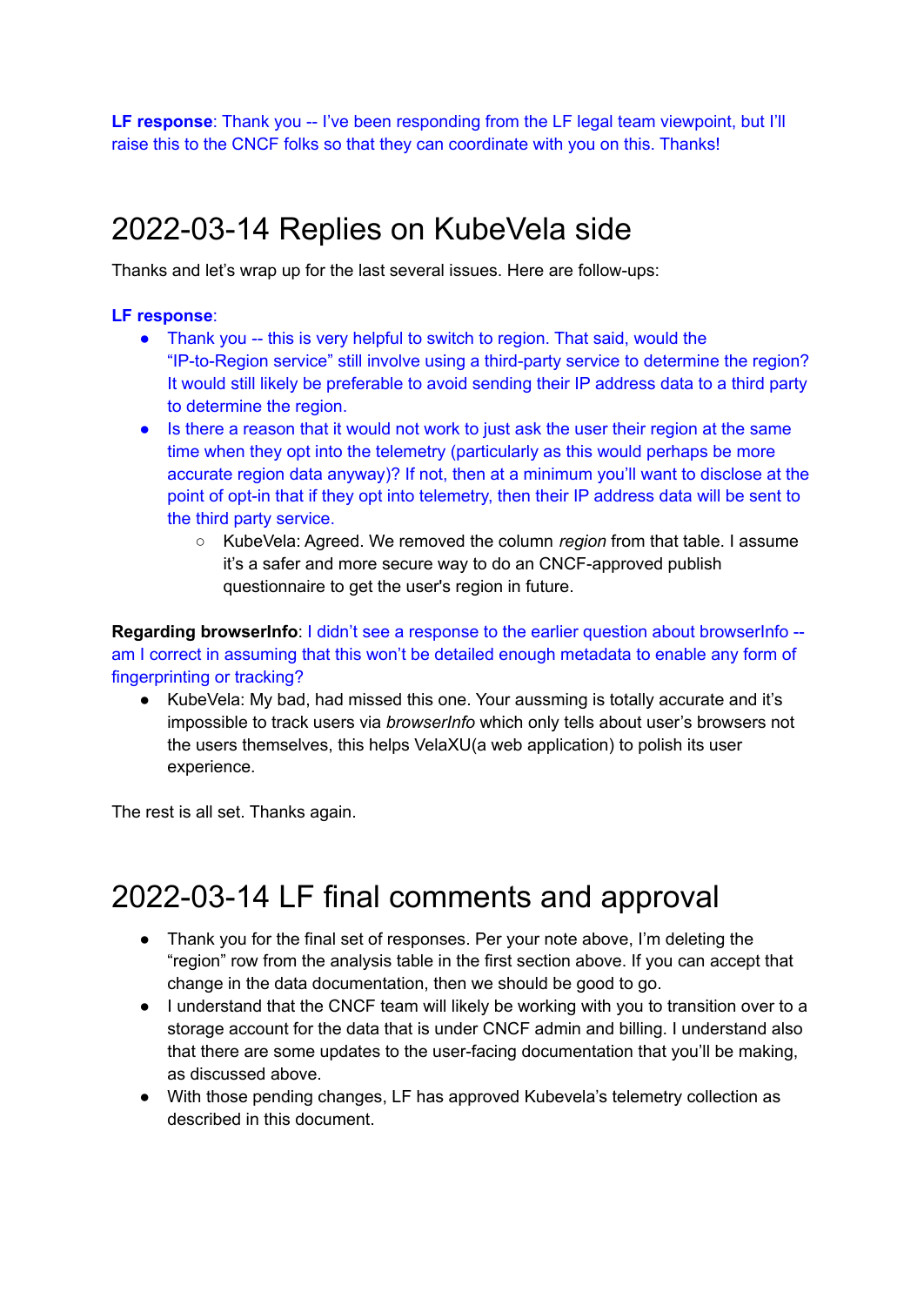**LF response**: Thank you -- I've been responding from the LF legal team viewpoint, but I'll raise this to the CNCF folks so that they can coordinate with you on this. Thanks!

# 2022-03-14 Replies on KubeVela side

Thanks and let's wrap up for the last several issues. Here are follow-ups:

**LF response**:

- Thank you -- this is very helpful to switch to region. That said, would the "IP-to-Region service" still involve using a third-party service to determine the region? It would still likely be preferable to avoid sending their IP address data to a third party to determine the region.
- Is there a reason that it would not work to just ask the user their region at the same time when they opt into the telemetry (particularly as this would perhaps be more accurate region data anyway)? If not, then at a minimum you'll want to disclose at the point of opt-in that if they opt into telemetry, then their IP address data will be sent to the third party service.
  - KubeVela: Agreed. We removed the column *region* from that table. I assume it's a safer and more secure way to do an CNCF-approved publish questionnaire to get the user's region in future.

**Regarding browserInfo**: I didn't see a response to the earlier question about browserInfo -- am I correct in assuming that this won't be detailed enough metadata to enable any form of fingerprinting or tracking?

- KubeVela: My bad, had missed this one. Your aussming is totally accurate and it's impossible to track users via *browserInfo* which only tells about user's browsers not the users themselves, this helps VelaXU(a web application) to polish its user experience.

The rest is all set. Thanks again.

# 2022-03-14 LF final comments and approval

- Thank you for the final set of responses. Per your note above, I'm deleting the "region" row from the analysis table in the first section above. If you can accept that change in the data documentation, then we should be good to go.
- I understand that the CNCF team will likely be working with you to transition over to a storage account for the data that is under CNCF admin and billing. I understand also that there are some updates to the user-facing documentation that you'll be making, as discussed above.
- With those pending changes, LF has approved Kubevela's telemetry collection as described in this document.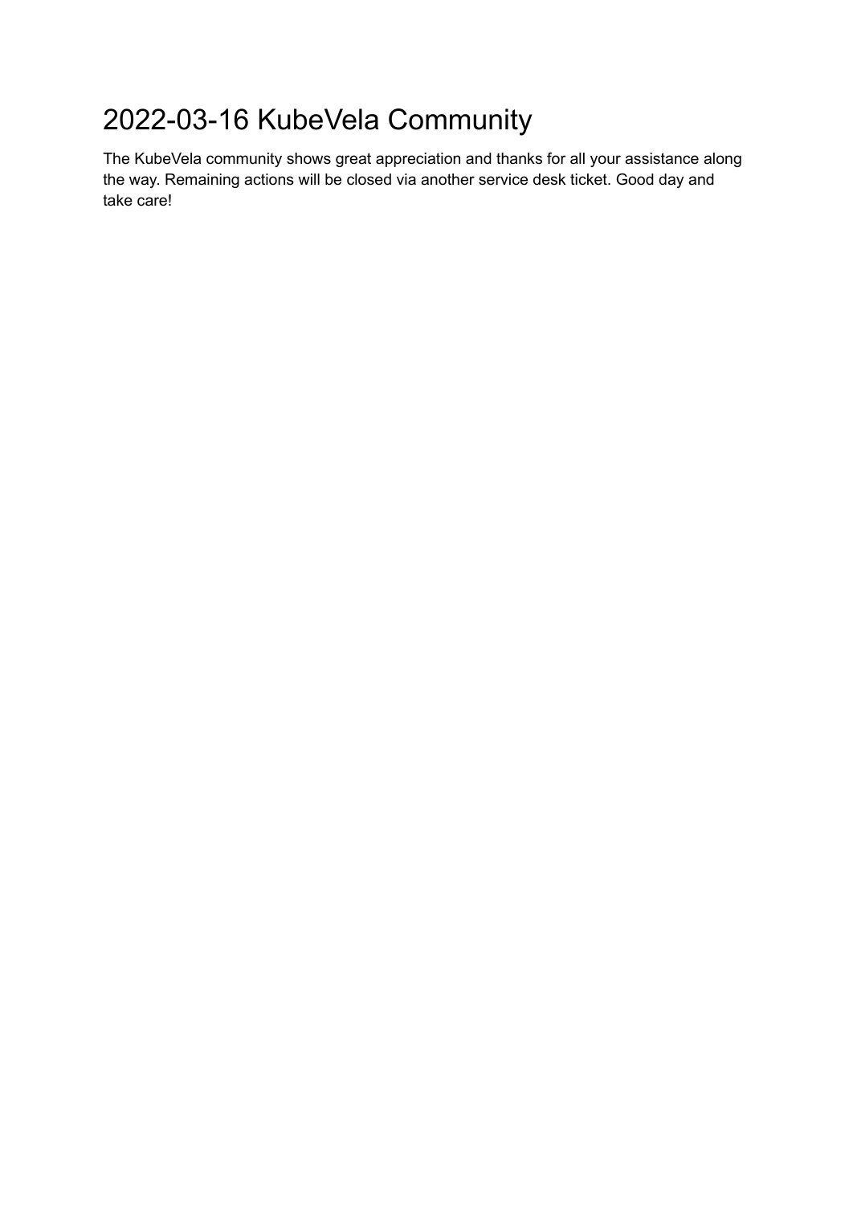# 2022-03-16 KubeVela Community

The KubeVela community shows great appreciation and thanks for all your assistance along the way. Remaining actions will be closed via another service desk ticket. Good day and take care!